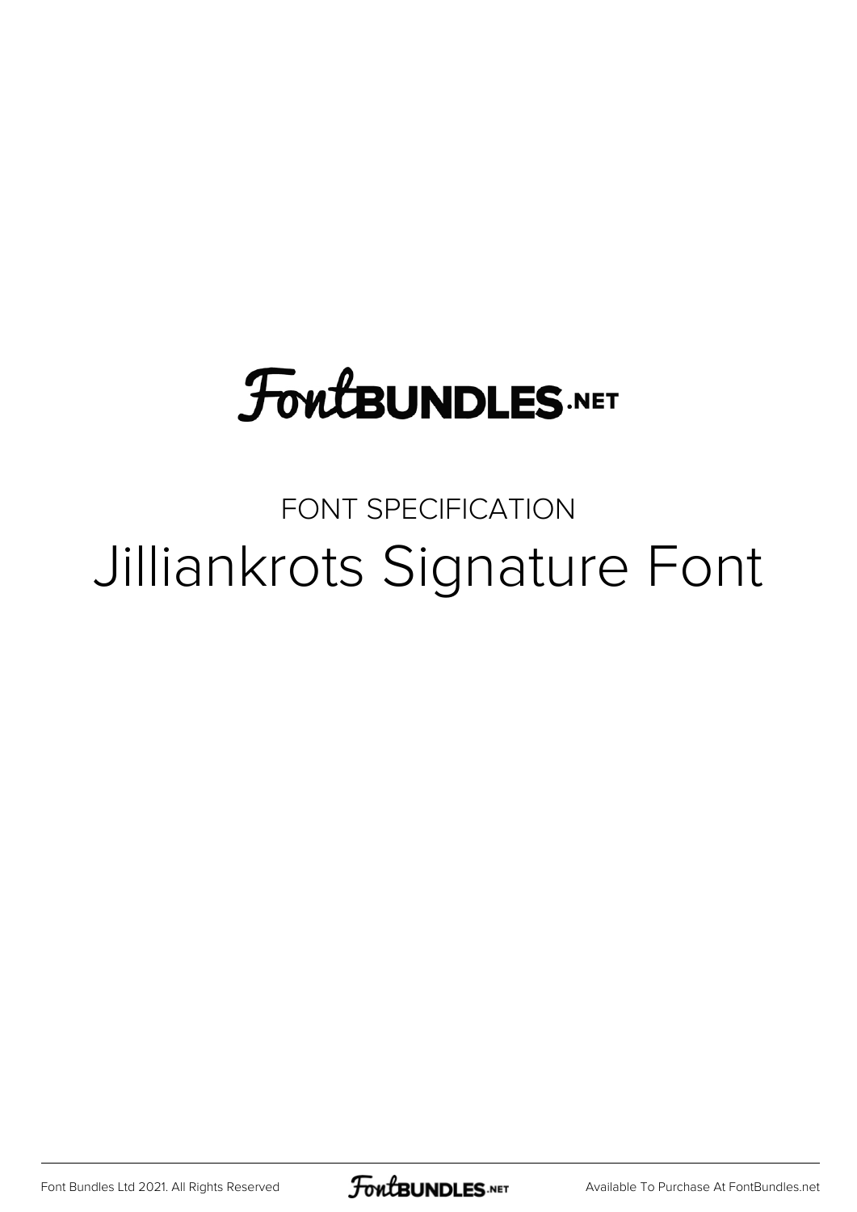# FontBUNDLES.NET

FONT SPECIFICATION

## Jilliankrots Signature Font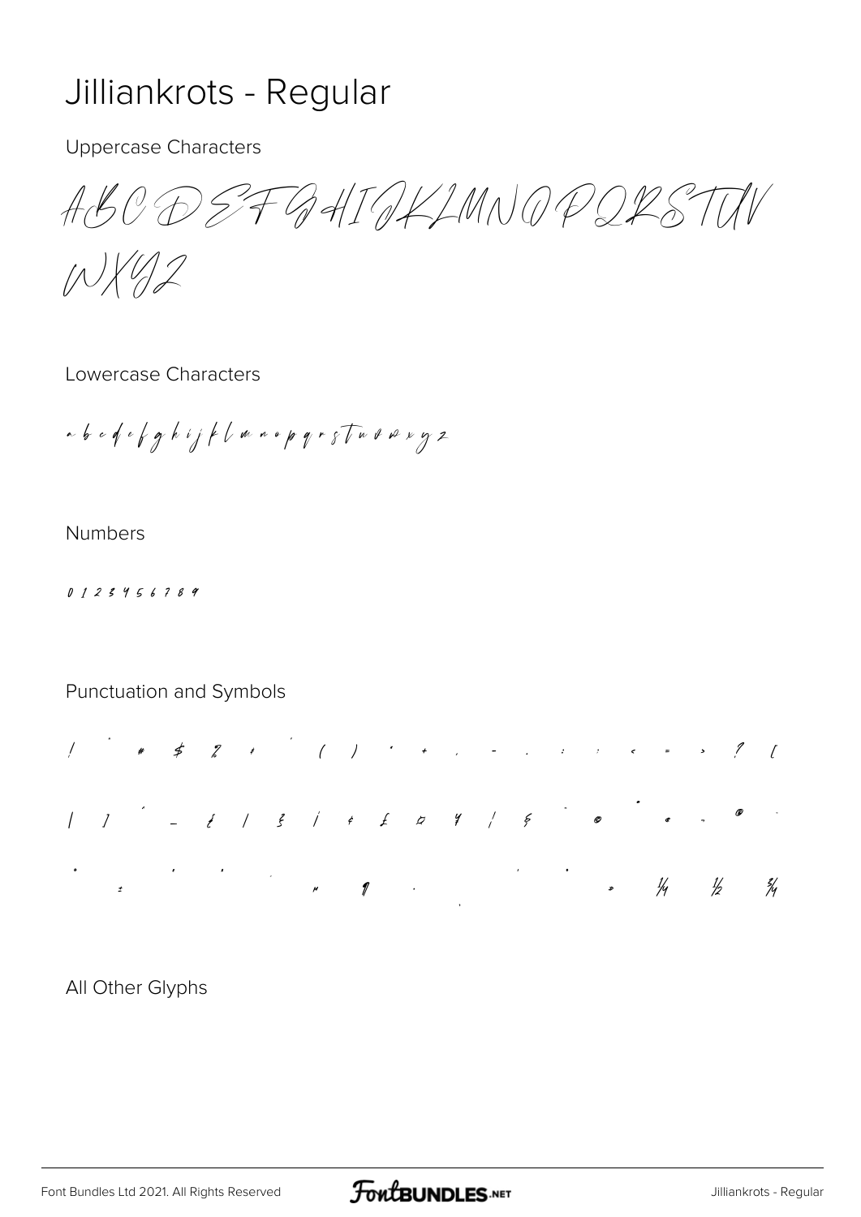# Jilliankrots - Regular

Uppercase Characters

A B C D E F G H I J K L M N O P Q R S T U V
W X Y Z

Lowercase Characters

a b c d e f g h i j k l m n o p q r s t u v w x y z

Numbers

0 1 2 3 4 5 6 7 8 9

Punctuation and Symbols

! " # $ % & ' ( ) * + , - . : ; < = > ? [
| ] ^ _ { | } ¡ ¢ £ ¤ ¥ ¦ § ¨ © ª « ¬ ® ¯
° ± ² ³ ´ µ ¶ · ¸ ¹ º » ¼ ½ ¾

All Other Glyphs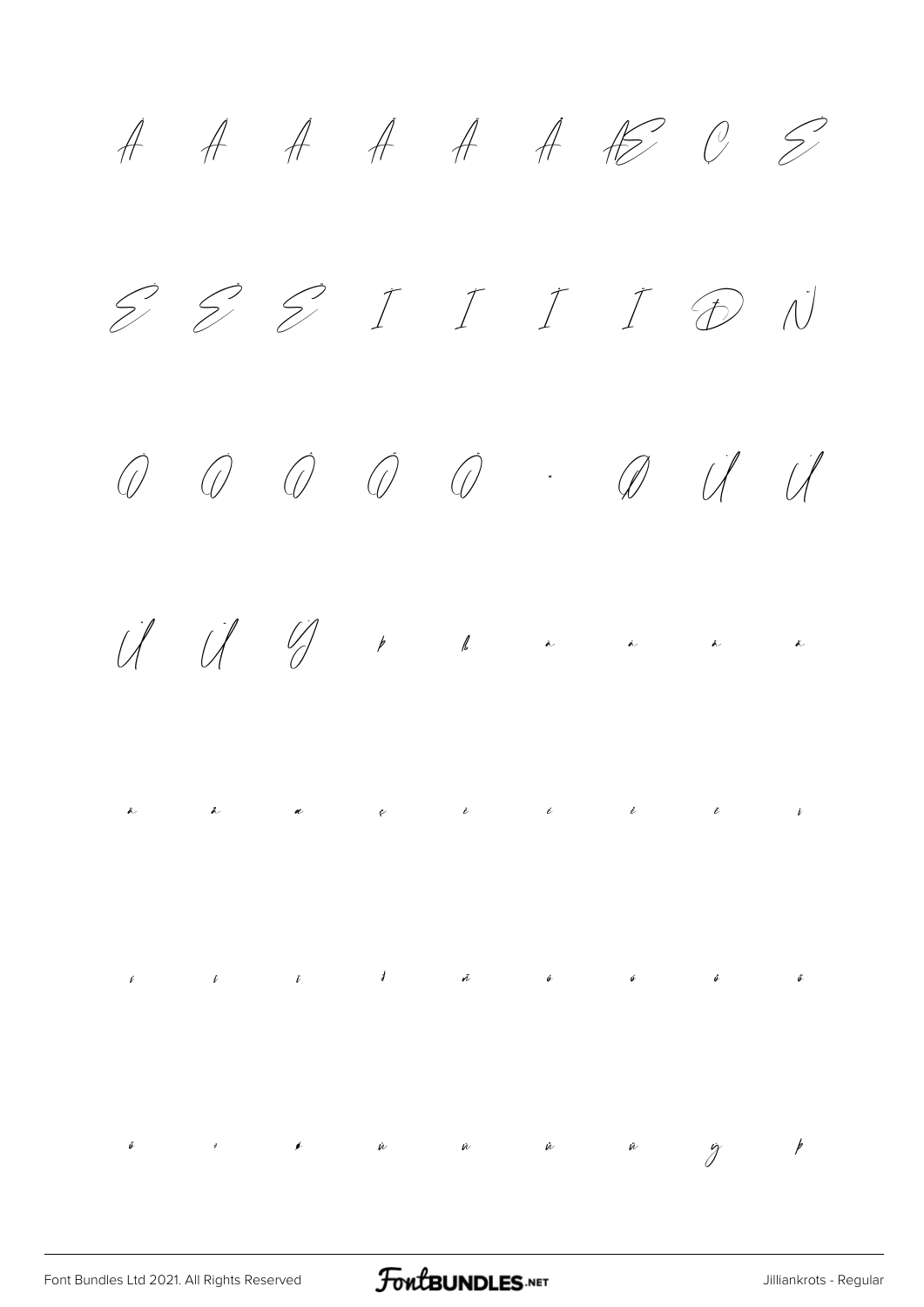À Á Â Ã Ä Å Æ Ç È

É Ê Ë Ì Í Î Ï Ð Ñ

Ò Ó Ô Õ Ö × Ø Ù Ú

Û Ü Ý Þ ß à á â ã

ä å æ ç è é ê ë ì

í î ï ð ñ ò ó ô õ

ö ÷ ø ù ú û ü ý þ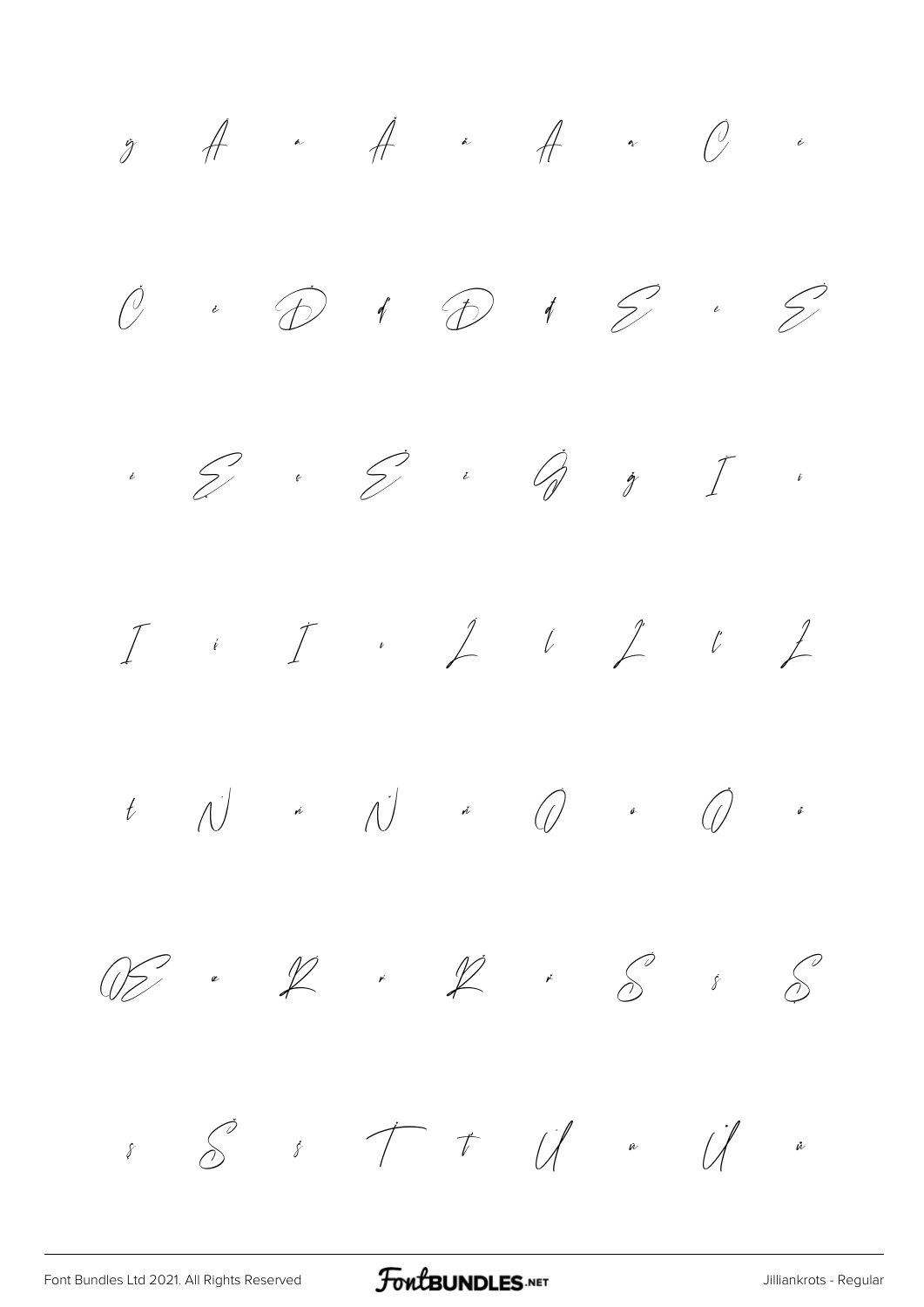ġ Ā ā Ă ă Ą ą Ć ć

Ċ ċ Ď ď Đ đ Ē ē Ė

ė Ę ę Ě ě Ğ ğ Ī ī

Į į İ ı Ĺ ĺ Ľ ľ Ł

ł Ń ń Ň ň Ő ő Ō ō

Œ œ Ŕ ŕ Ř ř Ś ś Ş

ş Š š Ţ ţ Ū ū Ů ů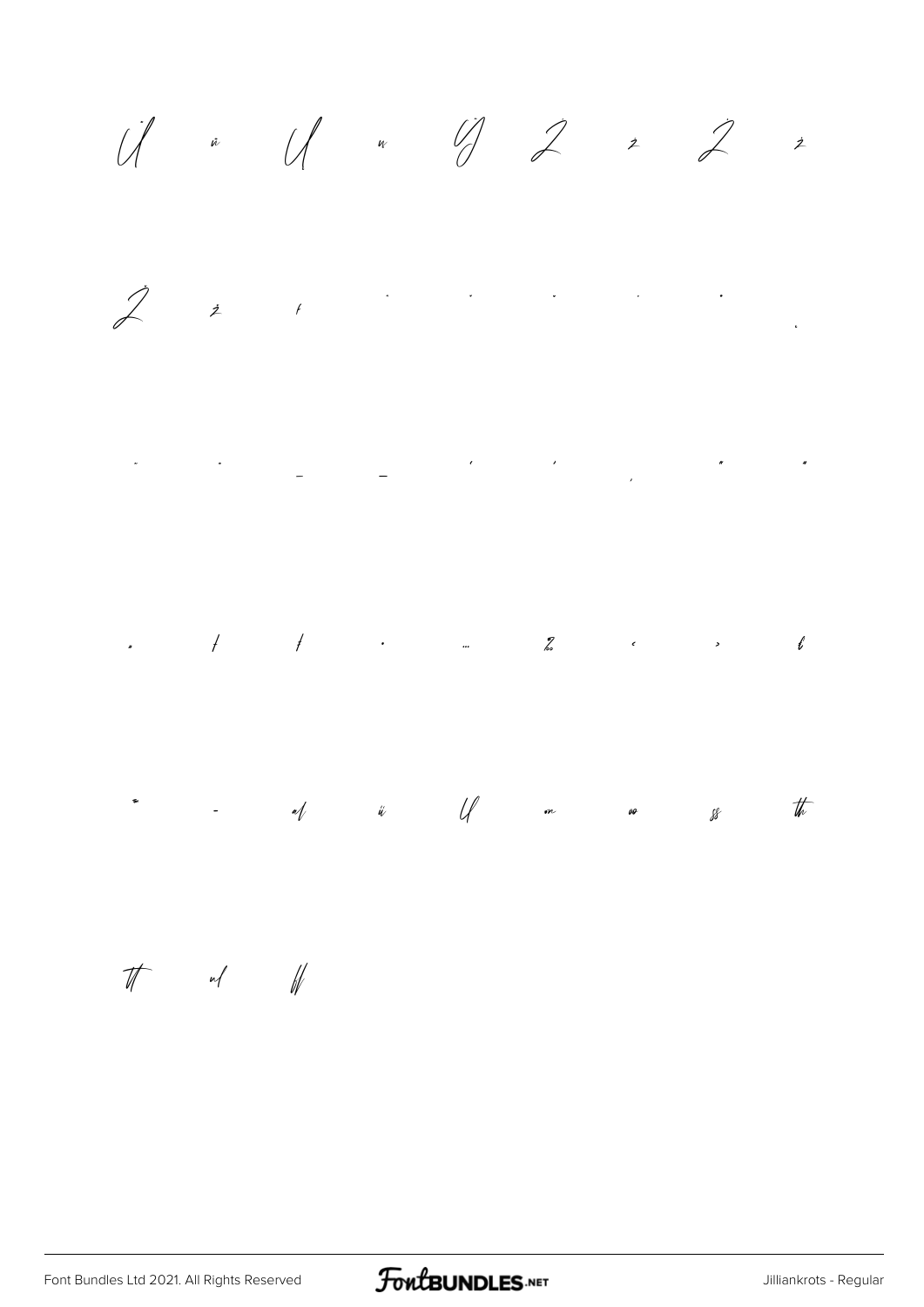Ů ů Ű ű Ÿ Ź ź Ż ż

Ž ž ƒ ˆ ˇ ˘ ˙ ˚ ˛

˜ ˝ – — ' ' ‚ " "

„ † ‡ • … ‰ ‹ › ﬁ

™ - af ii ll on oo ss th

Tt ul ff